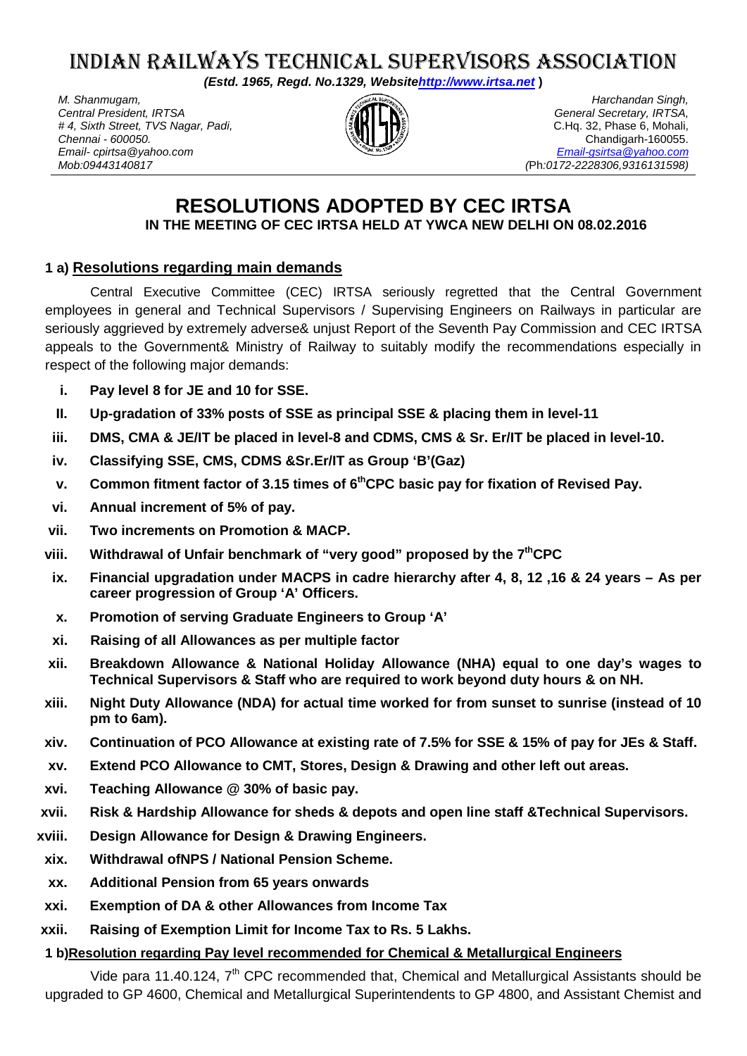# INDIAN RAILWAYS TECHNICAL SUPERVISORS ASSOCIATION

***(Estd. 1965, Regd. No.1329, Websitehttp://www.irtsa.net )***

*M. Shanmugam,*
*Central President, IRTSA*
*# 4, Sixth Street, TVS Nagar, Padi,*
*Chennai - 600050.*
*Email- cpirtsa@yahoo.com*
*Mob:09443140817*

*Harchandan Singh,*
*General Secretary, IRTSA,*
C.Hq. 32, Phase 6, Mohali,
Chandigarh-160055.
*Email-gsirtsa@yahoo.com*
*(Ph:0172-2228306,9316131598)*

## RESOLUTIONS ADOPTED BY CEC IRTSA

**IN THE MEETING OF CEC IRTSA HELD AT YWCA NEW DELHI ON 08.02.2016**

### 1 a) Resolutions regarding main demands

Central Executive Committee (CEC) IRTSA seriously regretted that the Central Government employees in general and Technical Supervisors / Supervising Engineers on Railways in particular are seriously aggrieved by extremely adverse& unjust Report of the Seventh Pay Commission and CEC IRTSA appeals to the Government& Ministry of Railway to suitably modify the recommendations especially in respect of the following major demands:

- **i. Pay level 8 for JE and 10 for SSE.**
- **II. Up-gradation of 33% posts of SSE as principal SSE & placing them in level-11**
- **iii. DMS, CMA & JE/IT be placed in level-8 and CDMS, CMS & Sr. Er/IT be placed in level-10.**
- **iv. Classifying SSE, CMS, CDMS &Sr.Er/IT as Group 'B'(Gaz)**
- **v. Common fitment factor of 3.15 times of 6thCPC basic pay for fixation of Revised Pay.**
- **vi. Annual increment of 5% of pay.**
- **vii. Two increments on Promotion & MACP.**
- **viii. Withdrawal of Unfair benchmark of "very good" proposed by the 7thCPC**
- **ix. Financial upgradation under MACPS in cadre hierarchy after 4, 8, 12 ,16 & 24 years – As per career progression of Group 'A' Officers.**
- **x. Promotion of serving Graduate Engineers to Group 'A'**
- **xi. Raising of all Allowances as per multiple factor**
- **xii. Breakdown Allowance & National Holiday Allowance (NHA) equal to one day's wages to Technical Supervisors & Staff who are required to work beyond duty hours & on NH.**
- **xiii. Night Duty Allowance (NDA) for actual time worked for from sunset to sunrise (instead of 10 pm to 6am).**
- **xiv. Continuation of PCO Allowance at existing rate of 7.5% for SSE & 15% of pay for JEs & Staff.**
- **xv. Extend PCO Allowance to CMT, Stores, Design & Drawing and other left out areas.**
- **xvi. Teaching Allowance @ 30% of basic pay.**
- **xvii. Risk & Hardship Allowance for sheds & depots and open line staff &Technical Supervisors.**
- **xviii. Design Allowance for Design & Drawing Engineers.**
- **xix. Withdrawal ofNPS / National Pension Scheme.**
- **xx. Additional Pension from 65 years onwards**
- **xxi. Exemption of DA & other Allowances from Income Tax**
- **xxii. Raising of Exemption Limit for Income Tax to Rs. 5 Lakhs.**

### 1 b)Resolution regarding Pay level recommended for Chemical & Metallurgical Engineers

Vide para 11.40.124, 7th CPC recommended that, Chemical and Metallurgical Assistants should be upgraded to GP 4600, Chemical and Metallurgical Superintendents to GP 4800, and Assistant Chemist and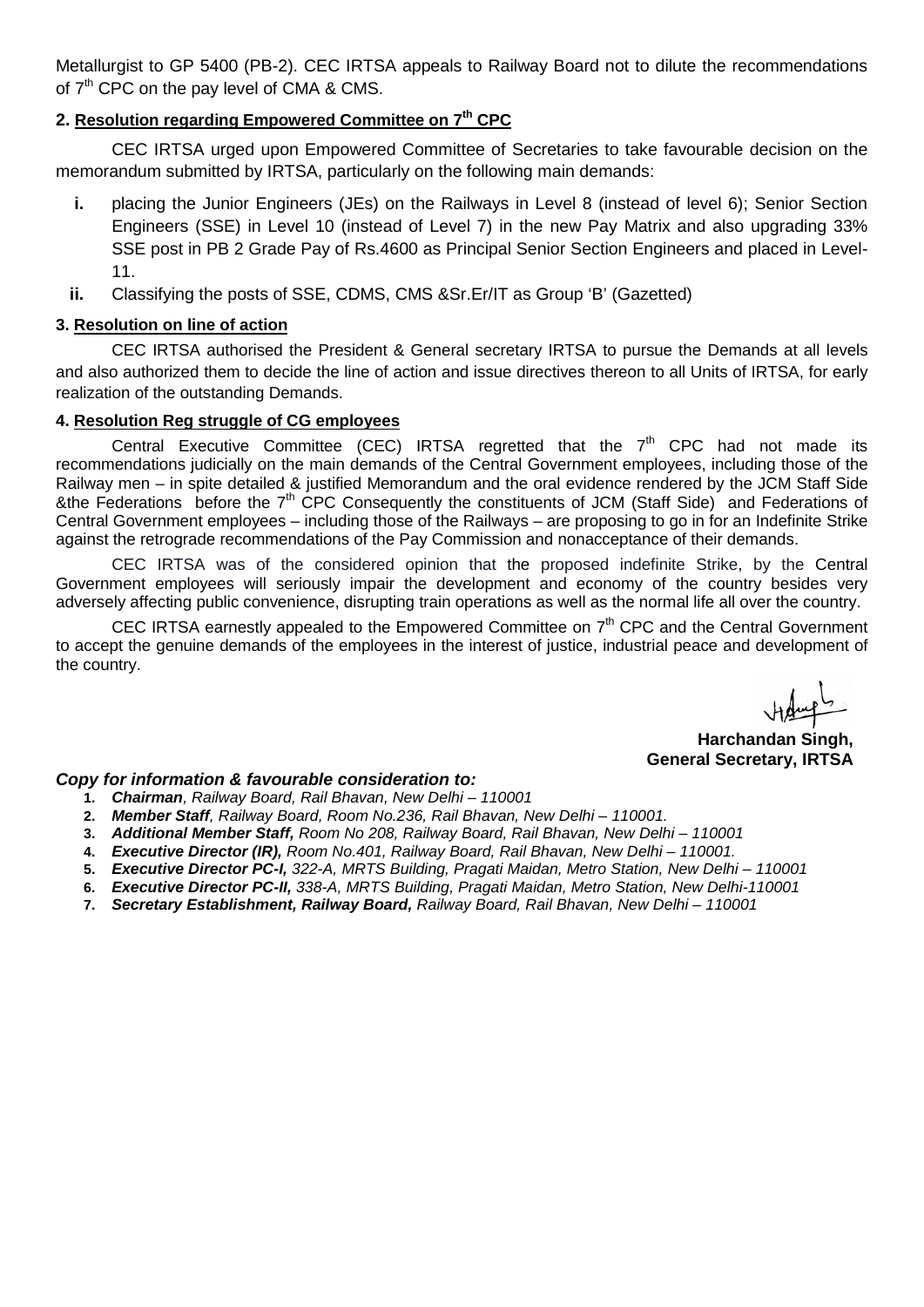Metallurgist to GP 5400 (PB-2). CEC IRTSA appeals to Railway Board not to dilute the recommendations of 7th CPC on the pay level of CMA & CMS.

**2. Resolution regarding Empowered Committee on 7th CPC**

CEC IRTSA urged upon Empowered Committee of Secretaries to take favourable decision on the memorandum submitted by IRTSA, particularly on the following main demands:

- **i.** placing the Junior Engineers (JEs) on the Railways in Level 8 (instead of level 6); Senior Section Engineers (SSE) in Level 10 (instead of Level 7) in the new Pay Matrix and also upgrading 33% SSE post in PB 2 Grade Pay of Rs.4600 as Principal Senior Section Engineers and placed in Level-11.
- **ii.** Classifying the posts of SSE, CDMS, CMS &Sr.Er/IT as Group 'B' (Gazetted)

**3. Resolution on line of action**

CEC IRTSA authorised the President & General secretary IRTSA to pursue the Demands at all levels and also authorized them to decide the line of action and issue directives thereon to all Units of IRTSA, for early realization of the outstanding Demands.

**4. Resolution Reg struggle of CG employees**

Central Executive Committee (CEC) IRTSA regretted that the 7th CPC had not made its recommendations judicially on the main demands of the Central Government employees, including those of the Railway men – in spite detailed & justified Memorandum and the oral evidence rendered by the JCM Staff Side &the Federations before the 7th CPC Consequently the constituents of JCM (Staff Side) and Federations of Central Government employees – including those of the Railways – are proposing to go in for an Indefinite Strike against the retrograde recommendations of the Pay Commission and nonacceptance of their demands.

CEC IRTSA was of the considered opinion that the proposed indefinite Strike, by the Central Government employees will seriously impair the development and economy of the country besides very adversely affecting public convenience, disrupting train operations as well as the normal life all over the country.

CEC IRTSA earnestly appealed to the Empowered Committee on 7th CPC and the Central Government to accept the genuine demands of the employees in the interest of justice, industrial peace and development of the country.

**Harchandan Singh,**
**General Secretary, IRTSA**

***Copy for information & favourable consideration to:***

1. ***Chairman**, Railway Board, Rail Bhavan, New Delhi – 110001*
2. ***Member Staff**, Railway Board, Room No.236, Rail Bhavan, New Delhi – 110001.*
3. ***Additional Member Staff,** Room No 208, Railway Board, Rail Bhavan, New Delhi – 110001*
4. ***Executive Director (IR),** Room No.401, Railway Board, Rail Bhavan, New Delhi – 110001.*
5. ***Executive Director PC-I,** 322-A, MRTS Building, Pragati Maidan, Metro Station, New Delhi – 110001*
6. ***Executive Director PC-II,** 338-A, MRTS Building, Pragati Maidan, Metro Station, New Delhi-110001*
7. ***Secretary Establishment, Railway Board,** Railway Board, Rail Bhavan, New Delhi – 110001*